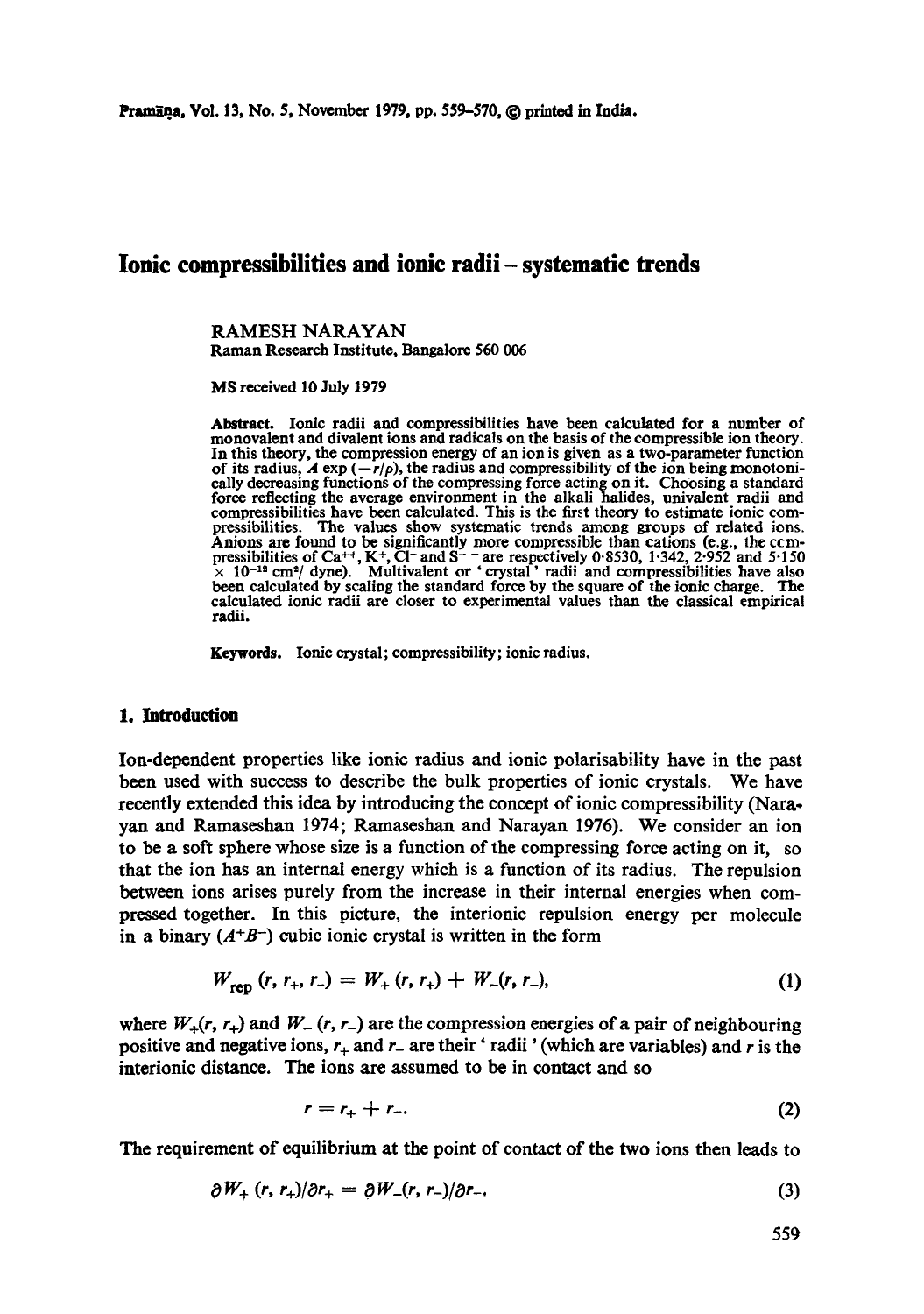# Ionic compressibilities and ionic radii – systematic trends

RAMESH NARAYAN
Raman Research Institute, Bangalore 560 006

MS received 10 July 1979

**Abstract.** Ionic radii and compressibilities have been calculated for a number of monovalent and divalent ions and radicals on the basis of the compressible ion theory. In this theory, the compression energy of an ion is given as a two-parameter function of its radius, $A \exp(-r/\rho)$, the radius and compressibility of the ion being monotonically decreasing functions of the compressing force acting on it. Choosing a standard force reflecting the average environment in the alkali halides, univalent radii and compressibilities have been calculated. This is the first theory to estimate ionic compressibilities. The values show systematic trends among groups of related ions. Anions are found to be significantly more compressible than cations (e.g., the compressibilities of $Ca^{++}$, $K^{+}$, $Cl^{-}$ and $S^{--}$ are respectively 0·8530, 1·342, 2·952 and 5·150 $\times 10^{-12}$ cm²/dyne). Multivalent or 'crystal' radii and compressibilities have also been calculated by scaling the standard force by the square of the ionic charge. The calculated ionic radii are closer to experimental values than the classical empirical radii.

**Keywords.** Ionic crystal; compressibility; ionic radius.

## 1. Introduction

Ion-dependent properties like ionic radius and ionic polarisability have in the past been used with success to describe the bulk properties of ionic crystals. We have recently extended this idea by introducing the concept of ionic compressibility (Narayan and Ramaseshan 1974; Ramaseshan and Narayan 1976). We consider an ion to be a soft sphere whose size is a function of the compressing force acting on it, so that the ion has an internal energy which is a function of its radius. The repulsion between ions arises purely from the increase in their internal energies when compressed together. In this picture, the interionic repulsion energy per molecule in a binary ($A^{+}B^{-}$) cubic ionic crystal is written in the form

$$W_{\text{rep}}(r, r_{+}, r_{-}) = W_{+}(r, r_{+}) + W_{-}(r, r_{-}), \tag{1}$$

where $W_{+}(r, r_{+})$ and $W_{-}(r, r_{-})$ are the compression energies of a pair of neighbouring positive and negative ions, $r_{+}$ and $r_{-}$ are their 'radii' (which are variables) and $r$ is the interionic distance. The ions are assumed to be in contact and so

$$r = r_{+} + r_{-}. \tag{2}$$

The requirement of equilibrium at the point of contact of the two ions then leads to

$$\partial W_{+}(r, r_{+})/\partial r_{+} = \partial W_{-}(r, r_{-})/\partial r_{-}. \tag{3}$$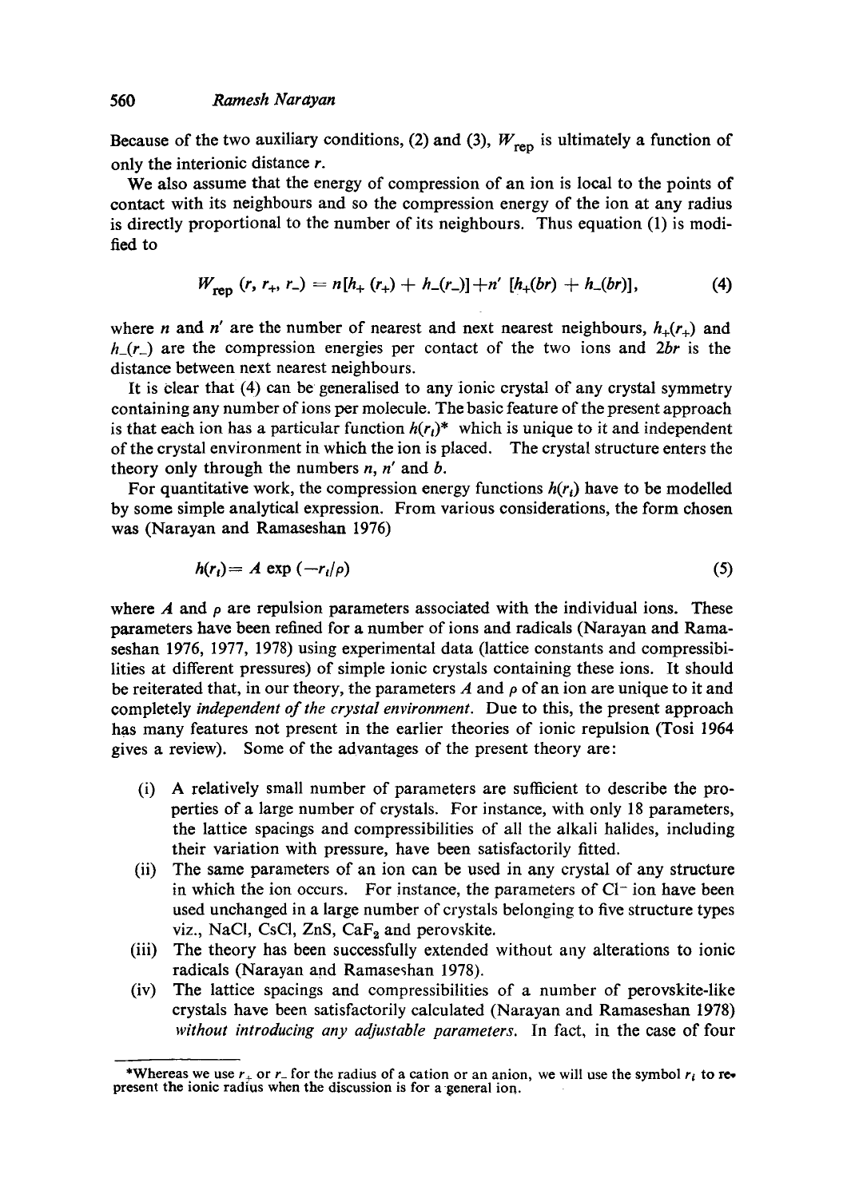Because of the two auxiliary conditions, (2) and (3), $W_{rep}$ is ultimately a function of only the interionic distance $r$.

We also assume that the energy of compression of an ion is local to the points of contact with its neighbours and so the compression energy of the ion at any radius is directly proportional to the number of its neighbours. Thus equation (1) is modified to

$$W_{rep}(r, r_+, r_-) = n[h_+(r_+) + h_-(r_-)] + n'[h_+(br) + h_-(br)], \tag{4}$$

where $n$ and $n'$ are the number of nearest and next nearest neighbours, $h_+(r_+)$ and $h_-(r_-)$ are the compression energies per contact of the two ions and $2br$ is the distance between next nearest neighbours.

It is clear that (4) can be generalised to any ionic crystal of any crystal symmetry containing any number of ions per molecule. The basic feature of the present approach is that each ion has a particular function $h(r_i)$* which is unique to it and independent of the crystal environment in which the ion is placed. The crystal structure enters the theory only through the numbers $n$, $n'$ and $b$.

For quantitative work, the compression energy functions $h(r_i)$ have to be modelled by some simple analytical expression. From various considerations, the form chosen was (Narayan and Ramaseshan 1976)

$$h(r_i) = A \exp(-r_i/\rho) \tag{5}$$

where $A$ and $\rho$ are repulsion parameters associated with the individual ions. These parameters have been refined for a number of ions and radicals (Narayan and Ramaseshan 1976, 1977, 1978) using experimental data (lattice constants and compressibilities at different pressures) of simple ionic crystals containing these ions. It should be reiterated that, in our theory, the parameters $A$ and $\rho$ of an ion are unique to it and completely *independent of the crystal environment*. Due to this, the present approach has many features not present in the earlier theories of ionic repulsion (Tosi 1964 gives a review). Some of the advantages of the present theory are:

(i) A relatively small number of parameters are sufficient to describe the properties of a large number of crystals. For instance, with only 18 parameters, the lattice spacings and compressibilities of all the alkali halides, including their variation with pressure, have been satisfactorily fitted.

(ii) The same parameters of an ion can be used in any crystal of any structure in which the ion occurs. For instance, the parameters of $Cl^-$ ion have been used unchanged in a large number of crystals belonging to five structure types viz., NaCl, CsCl, ZnS, $CaF_2$ and perovskite.

(iii) The theory has been successfully extended without any alterations to ionic radicals (Narayan and Ramaseshan 1978).

(iv) The lattice spacings and compressibilities of a number of perovskite-like crystals have been satisfactorily calculated (Narayan and Ramaseshan 1978) *without introducing any adjustable parameters*. In fact, in the case of four

*Whereas we use $r_+$ or $r_-$ for the radius of a cation or an anion, we will use the symbol $r_i$ to represent the ionic radius when the discussion is for a general ion.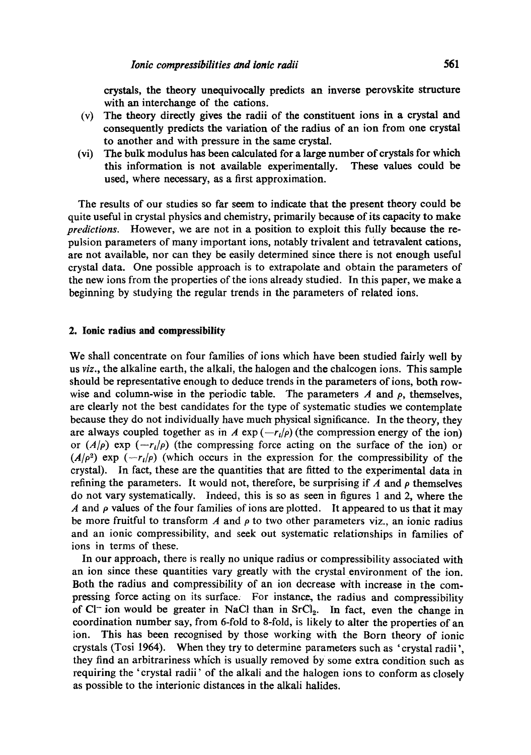crystals, the theory unequivocally predicts an inverse perovskite structure with an interchange of the cations.

(v) The theory directly gives the radii of the constituent ions in a crystal and consequently predicts the variation of the radius of an ion from one crystal to another and with pressure in the same crystal.

(vi) The bulk modulus has been calculated for a large number of crystals for which this information is not available experimentally. These values could be used, where necessary, as a first approximation.

The results of our studies so far seem to indicate that the present theory could be quite useful in crystal physics and chemistry, primarily because of its capacity to make *predictions*. However, we are not in a position to exploit this fully because the repulsion parameters of many important ions, notably trivalent and tetravalent cations, are not available, nor can they be easily determined since there is not enough useful crystal data. One possible approach is to extrapolate and obtain the parameters of the new ions from the properties of the ions already studied. In this paper, we make a beginning by studying the regular trends in the parameters of related ions.

## 2. Ionic radius and compressibility

We shall concentrate on four families of ions which have been studied fairly well by us *viz.*, the alkaline earth, the alkali, the halogen and the chalcogen ions. This sample should be representative enough to deduce trends in the parameters of ions, both row-wise and column-wise in the periodic table. The parameters $A$ and $\rho$, themselves, are clearly not the best candidates for the type of systematic studies we contemplate because they do not individually have much physical significance. In the theory, they are always coupled together as in $A \exp(-r_i/\rho)$ (the compression energy of the ion) or $(A/\rho) \exp(-r_i/\rho)$ (the compressing force acting on the surface of the ion) or $(A/\rho^2) \exp(-r_i/\rho)$ (which occurs in the expression for the compressibility of the crystal). In fact, these are the quantities that are fitted to the experimental data in refining the parameters. It would not, therefore, be surprising if $A$ and $\rho$ themselves do not vary systematically. Indeed, this is so as seen in figures 1 and 2, where the $A$ and $\rho$ values of the four families of ions are plotted. It appeared to us that it may be more fruitful to transform $A$ and $\rho$ to two other parameters viz., an ionic radius and an ionic compressibility, and seek out systematic relationships in families of ions in terms of these.

In our approach, there is really no unique radius or compressibility associated with an ion since these quantities vary greatly with the crystal environment of the ion. Both the radius and compressibility of an ion decrease with increase in the compressing force acting on its surface. For instance, the radius and compressibility of $Cl^-$ ion would be greater in NaCl than in $SrCl_2$. In fact, even the change in coordination number say, from 6-fold to 8-fold, is likely to alter the properties of an ion. This has been recognised by those working with the Born theory of ionic crystals (Tosi 1964). When they try to determine parameters such as 'crystal radii', they find an arbitrariness which is usually removed by some extra condition such as requiring the 'crystal radii' of the alkali and the halogen ions to conform as closely as possible to the interionic distances in the alkali halides.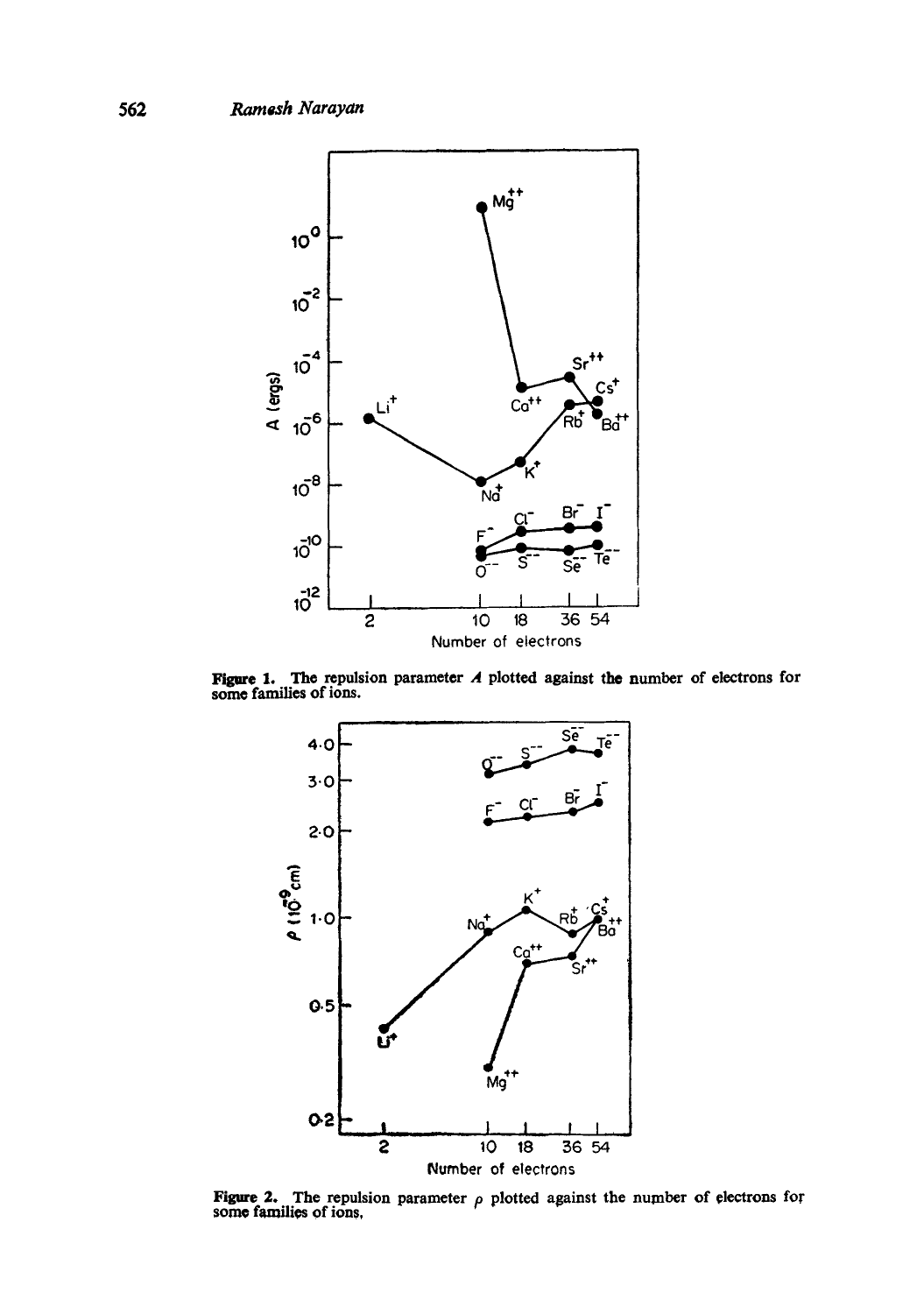**Figure 1.** The repulsion parameter $A$ plotted against the number of electrons for some families of ions.

**Figure 2.** The repulsion parameter $\rho$ plotted against the number of electrons for some families of ions.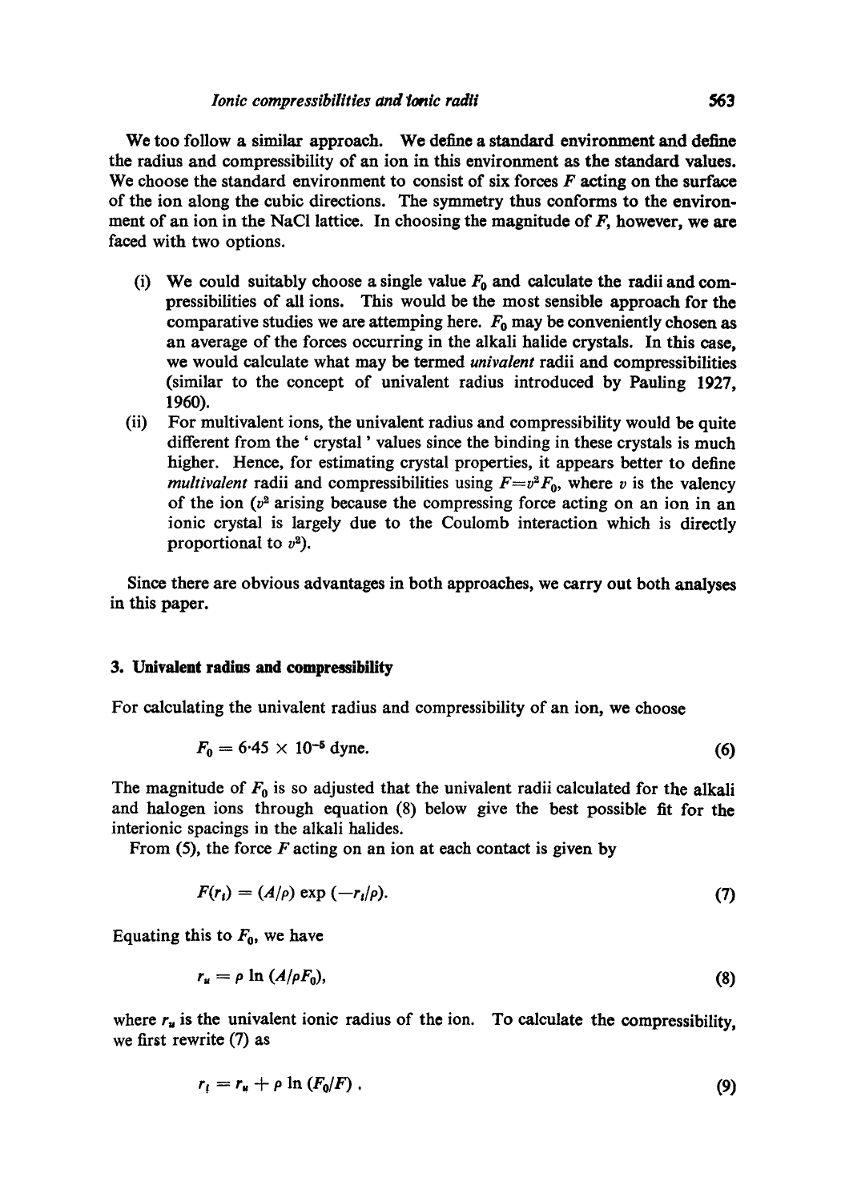We too follow a similar approach. We define a standard environment and define the radius and compressibility of an ion in this environment as the standard values. We choose the standard environment to consist of six forces $F$ acting on the surface of the ion along the cubic directions. The symmetry thus conforms to the environment of an ion in the NaCl lattice. In choosing the magnitude of $F$, however, we are faced with two options.

(i) We could suitably choose a single value $F_0$ and calculate the radii and compressibilities of all ions. This would be the most sensible approach for the comparative studies we are attemping here. $F_0$ may be conveniently chosen as an average of the forces occurring in the alkali halide crystals. In this case, we would calculate what may be termed *univalent* radii and compressibilities (similar to the concept of univalent radius introduced by Pauling 1927, 1960).

(ii) For multivalent ions, the univalent radius and compressibility would be quite different from the ' crystal ' values since the binding in these crystals is much higher. Hence, for estimating crystal properties, it appears better to define *multivalent* radii and compressibilities using $F=v^2F_0$, where $v$ is the valency of the ion ($v^2$ arising because the compressing force acting on an ion in an ionic crystal is largely due to the Coulomb interaction which is directly proportional to $v^2$).

Since there are obvious advantages in both approaches, we carry out both analyses in this paper.

## 3. Univalent radius and compressibility

For calculating the univalent radius and compressibility of an ion, we choose

$$F_0 = 6{\cdot}45 \times 10^{-5}\text{ dyne}. \tag{6}$$

The magnitude of $F_0$ is so adjusted that the univalent radii calculated for the alkali and halogen ions through equation (8) below give the best possible fit for the interionic spacings in the alkali halides.

From (5), the force $F$ acting on an ion at each contact is given by

$$F(r_i) = (A/\rho)\exp(-r_i/\rho). \tag{7}$$

Equating this to $F_0$, we have

$$r_u = \rho \ln (A/\rho F_0), \tag{8}$$

where $r_u$ is the univalent ionic radius of the ion. To calculate the compressibility, we first rewrite (7) as

$$r_i = r_u + \rho \ln (F_0/F)\,. \tag{9}$$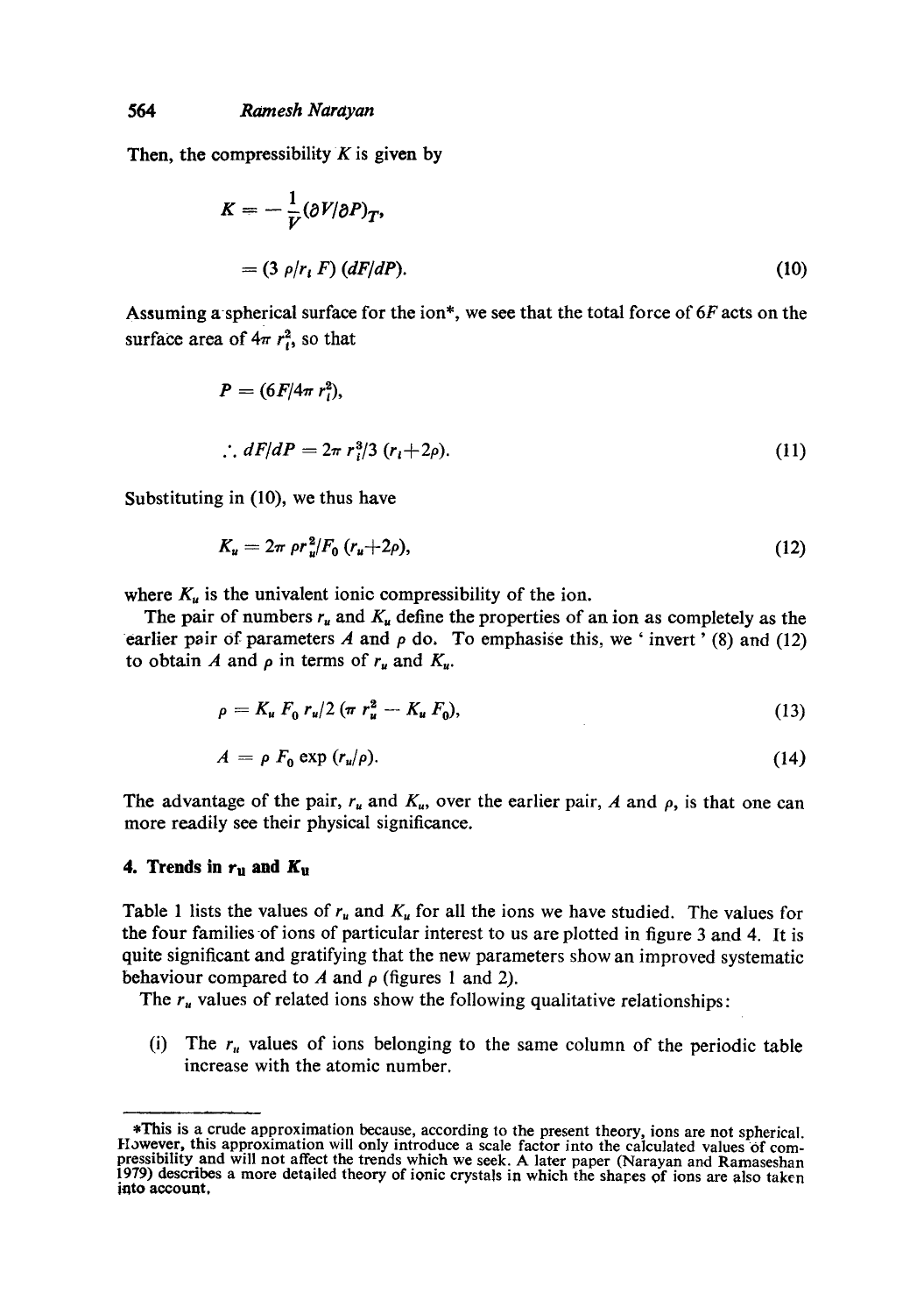Then, the compressibility $K$ is given by

$$K = -\frac{1}{V}(\partial V/\partial P)_T,$$

$$= (3\,\rho/r_i\,F)\,(dF/dP). \tag{10}$$

Assuming a spherical surface for the ion*, we see that the total force of $6F$ acts on the surface area of $4\pi\,r_i^2$, so that

$$P = (6F/4\pi\,r_i^2),$$

$$\therefore\ dF/dP = 2\pi\,r_i^3/3\,(r_i+2\rho). \tag{11}$$

Substituting in (10), we thus have

$$K_u = 2\pi\,\rho r_u^2/F_0\,(r_u+2\rho), \tag{12}$$

where $K_u$ is the univalent ionic compressibility of the ion.

The pair of numbers $r_u$ and $K_u$ define the properties of an ion as completely as the earlier pair of parameters $A$ and $\rho$ do. To emphasise this, we 'invert' (8) and (12) to obtain $A$ and $\rho$ in terms of $r_u$ and $K_u$.

$$\rho = K_u\,F_0\,r_u/2\,(\pi\,r_u^2 - K_u\,F_0), \tag{13}$$

$$A = \rho\,F_0\exp\,(r_u/\rho). \tag{14}$$

The advantage of the pair, $r_u$ and $K_u$, over the earlier pair, $A$ and $\rho$, is that one can more readily see their physical significance.

## 4. Trends in $r_u$ and $K_u$

Table 1 lists the values of $r_u$ and $K_u$ for all the ions we have studied. The values for the four families of ions of particular interest to us are plotted in figure 3 and 4. It is quite significant and gratifying that the new parameters show an improved systematic behaviour compared to $A$ and $\rho$ (figures 1 and 2).

The $r_u$ values of related ions show the following qualitative relationships:

(i) The $r_u$ values of ions belonging to the same column of the periodic table increase with the atomic number.

---

*This is a crude approximation because, according to the present theory, ions are not spherical. However, this approximation will only introduce a scale factor into the calculated values of compressibility and will not affect the trends which we seek. A later paper (Narayan and Ramaseshan 1979) describes a more detailed theory of ionic crystals in which the shapes of ions are also taken into account.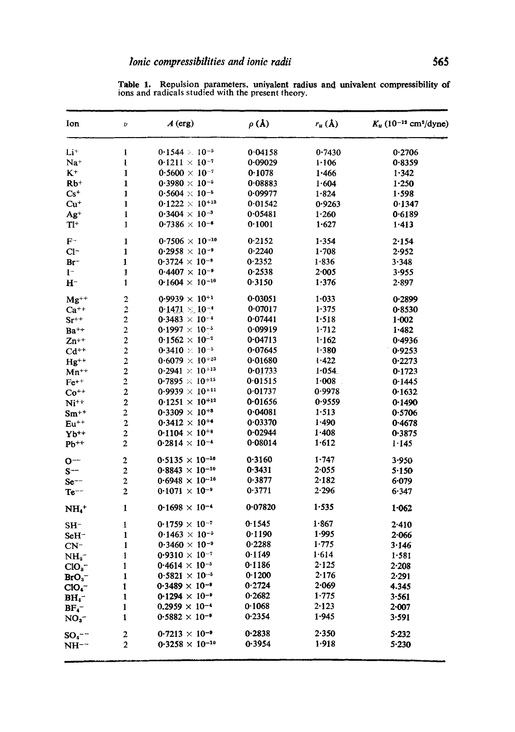Table 1. Repulsion parameters, univalent radius and univalent compressibility of ions and radicals studied with the present theory.

| Ion | $v$ | $A$ (erg) | $\rho$ (Å) | $r_u$ (Å) | $K_u$ ($10^{-12}$ cm²/dyne) |
|---|---|---|---|---|---|
| $Li^{+}$ | 1 | $0.1544 \times 10^{-5}$ | 0.04158 | 0.7430 | 0.2706 |
| $Na^{+}$ | 1 | $0.1211 \times 10^{-7}$ | 0.09029 | 1.106 | 0.8359 |
| $K^{+}$ | 1 | $0.5600 \times 10^{-7}$ | 0.1078 | 1.466 | 1.342 |
| $Rb^{+}$ | 1 | $0.3980 \times 10^{-6}$ | 0.08883 | 1.604 | 1.250 |
| $Cs^{+}$ | 1 | $0.5604 \times 10^{-6}$ | 0.09977 | 1.824 | 1.598 |
| $Cu^{+}$ | 1 | $0.1222 \times 10^{+13}$ | 0.01542 | 0.9263 | 0.1347 |
| $Ag^{+}$ | 1 | $0.3404 \times 10^{-3}$ | 0.05481 | 1.260 | 0.6189 |
| $Tl^{+}$ | 1 | $0.7386 \times 10^{-6}$ | 0.1001 | 1.627 | 1.413 |
| $F^{-}$ | 1 | $0.7506 \times 10^{-10}$ | 0.2152 | 1.354 | 2.154 |
| $Cl^{-}$ | 1 | $0.2958 \times 10^{-9}$ | 0.2240 | 1.708 | 2.952 |
| $Br^{-}$ | 1 | $0.3724 \times 10^{-9}$ | 0.2352 | 1.836 | 3.348 |
| $I^{-}$ | 1 | $0.4407 \times 10^{-9}$ | 0.2538 | 2.005 | 3.955 |
| $H^{-}$ | 1 | $0.1604 \times 10^{-10}$ | 0.3150 | 1.376 | 2.897 |
| $Mg^{++}$ | 2 | $0.9939 \times 10^{+1}$ | 0.03051 | 1.033 | 0.2899 |
| $Ca^{++}$ | 2 | $0.1471 \times 10^{-4}$ | 0.07017 | 1.375 | 0.8530 |
| $Sr^{++}$ | 2 | $0.3483 \times 10^{-4}$ | 0.07441 | 1.518 | 1.002 |
| $Ba^{++}$ | 2 | $0.1997 \times 10^{-5}$ | 0.09919 | 1.712 | 1.482 |
| $Zn^{++}$ | 2 | $0.1562 \times 10^{-2}$ | 0.04713 | 1.162 | 0.4936 |
| $Cd^{++}$ | 2 | $0.3410 \times 10^{-5}$ | 0.07645 | 1.380 | 0.9253 |
| $Hg^{++}$ | 2 | $0.6079 \times 10^{+23}$ | 0.01680 | 1.422 | 0.2273 |
| $Mn^{++}$ | 2 | $0.2941 \times 10^{+13}$ | 0.01733 | 1.054 | 0.1723 |
| $Fe^{++}$ | 2 | $0.7895 \times 10^{+15}$ | 0.01515 | 1.008 | 0.1445 |
| $Co^{++}$ | 2 | $0.9939 \times 10^{+11}$ | 0.01737 | 0.9978 | 0.1632 |
| $Ni^{++}$ | 2 | $0.1251 \times 10^{+12}$ | 0.01656 | 0.9559 | 0.1490 |
| $Sm^{++}$ | 2 | $0.3309 \times 10^{+8}$ | 0.04081 | 1.513 | 0.5706 |
| $Eu^{++}$ | 2 | $0.3412 \times 10^{+4}$ | 0.03370 | 1.490 | 0.4678 |
| $Yb^{++}$ | 2 | $0.1104 \times 10^{+8}$ | 0.02944 | 1.408 | 0.3875 |
| $Pb^{++}$ | 2 | $0.2814 \times 10^{-4}$ | 0.08014 | 1.612 | 1.145 |
| $O^{--}$ | 2 | $0.5135 \times 10^{-10}$ | 0.3160 | 1.747 | 3.950 |
| $S^{--}$ | 2 | $0.8843 \times 10^{-10}$ | 0.3431 | 2.055 | 5.150 |
| $Se^{--}$ | 2 | $0.6948 \times 10^{-10}$ | 0.3877 | 2.182 | 6.079 |
| $Te^{--}$ | 2 | $0.1071 \times 10^{-9}$ | 0.3771 | 2.296 | 6.347 |
| $NH_4^{+}$ | 1 | $0.1698 \times 10^{-4}$ | 0.07820 | 1.535 | 1.062 |
| $SH^{-}$ | 1 | $0.1759 \times 10^{-7}$ | 0.1545 | 1.867 | 2.410 |
| $SeH^{-}$ | 1 | $0.1463 \times 10^{-5}$ | 0.1190 | 1.995 | 2.066 |
| $CN^{-}$ | 1 | $0.3460 \times 10^{-9}$ | 0.2288 | 1.775 | 3.146 |
| $NH_2^{-}$ | 1 | $0.9310 \times 10^{-7}$ | 0.1149 | 1.614 | 1.581 |
| $ClO_3^{-}$ | 1 | $0.4614 \times 10^{-5}$ | 0.1186 | 2.125 | 2.208 |
| $BrO_3^{-}$ | 1 | $0.5821 \times 10^{-5}$ | 0.1200 | 2.176 | 2.291 |
| $ClO_4^{-}$ | 1 | $0.3489 \times 10^{-9}$ | 0.2724 | 2.069 | 4.345 |
| $BH_4^{-}$ | 1 | $0.1294 \times 10^{-9}$ | 0.2682 | 1.775 | 3.561 |
| $BF_4^{-}$ | 1 | $0.2959 \times 10^{-4}$ | 0.1068 | 2.123 | 2.007 |
| $NO_3^{-}$ | 1 | $0.5882 \times 10^{-9}$ | 0.2354 | 1.945 | 3.591 |
| $SO_4^{--}$ | 2 | $0.7213 \times 10^{-9}$ | 0.2838 | 2.350 | 5.232 |
| $NH^{--}$ | 2 | $0.3258 \times 10^{-10}$ | 0.3954 | 1.918 | 5.230 |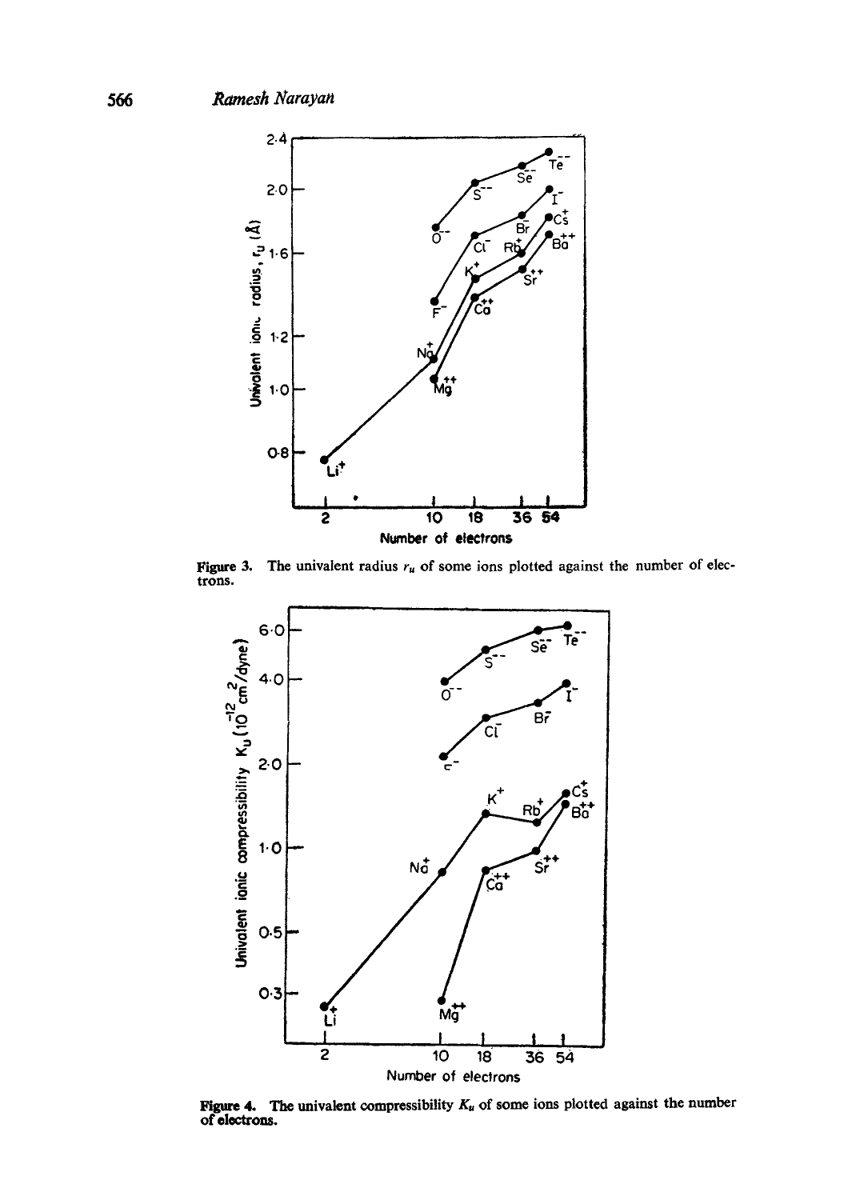Figure 3. The univalent radius $r_u$ of some ions plotted against the number of electrons.

Figure 4. The univalent compressibility $K_u$ of some ions plotted against the number of electrons.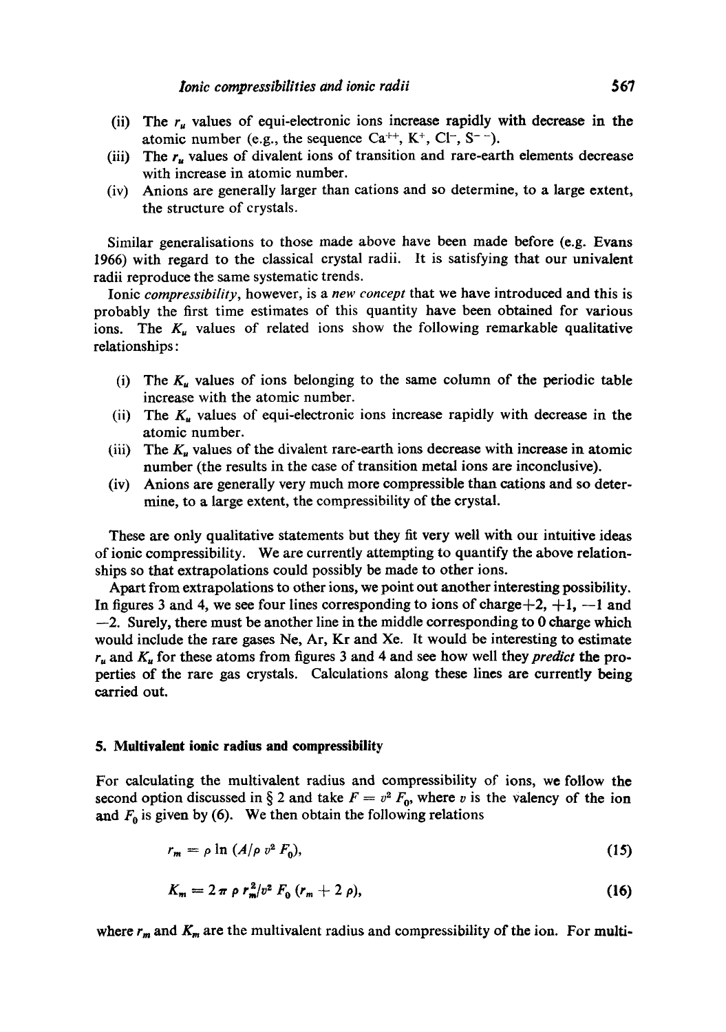- (ii) The $r_u$ values of equi-electronic ions increase rapidly with decrease in the atomic number (e.g., the sequence $Ca^{++}$, $K^+$, $Cl^-$, $S^{--}$).
- (iii) The $r_u$ values of divalent ions of transition and rare-earth elements decrease with increase in atomic number.
- (iv) Anions are generally larger than cations and so determine, to a large extent, the structure of crystals.

Similar generalisations to those made above have been made before (e.g. Evans 1966) with regard to the classical crystal radii. It is satisfying that our univalent radii reproduce the same systematic trends.

Ionic *compressibility*, however, is a *new concept* that we have introduced and this is probably the first time estimates of this quantity have been obtained for various ions. The $K_u$ values of related ions show the following remarkable qualitative relationships:

- (i) The $K_u$ values of ions belonging to the same column of the periodic table increase with the atomic number.
- (ii) The $K_u$ values of equi-electronic ions increase rapidly with decrease in the atomic number.
- (iii) The $K_u$ values of the divalent rare-earth ions decrease with increase in atomic number (the results in the case of transition metal ions are inconclusive).
- (iv) Anions are generally very much more compressible than cations and so determine, to a large extent, the compressibility of the crystal.

These are only qualitative statements but they fit very well with our intuitive ideas of ionic compressibility. We are currently attempting to quantify the above relationships so that extrapolations could possibly be made to other ions.

Apart from extrapolations to other ions, we point out another interesting possibility. In figures 3 and 4, we see four lines corresponding to ions of charge $+2$, $+1$, $-1$ and $-2$. Surely, there must be another line in the middle corresponding to 0 charge which would include the rare gases Ne, Ar, Kr and Xe. It would be interesting to estimate $r_u$ and $K_u$ for these atoms from figures 3 and 4 and see how well they *predict* the properties of the rare gas crystals. Calculations along these lines are currently being carried out.

## 5. Multivalent ionic radius and compressibility

For calculating the multivalent radius and compressibility of ions, we follow the second option discussed in § 2 and take $F = v^2 F_0$, where $v$ is the valency of the ion and $F_0$ is given by (6). We then obtain the following relations

$$r_m = \rho \ln (A/\rho\, v^2 F_0), \tag{15}$$

$$K_m = 2\pi \rho\, r_m^2 / v^2 F_0 \,(r_m + 2\rho), \tag{16}$$

where $r_m$ and $K_m$ are the multivalent radius and compressibility of the ion. For multi-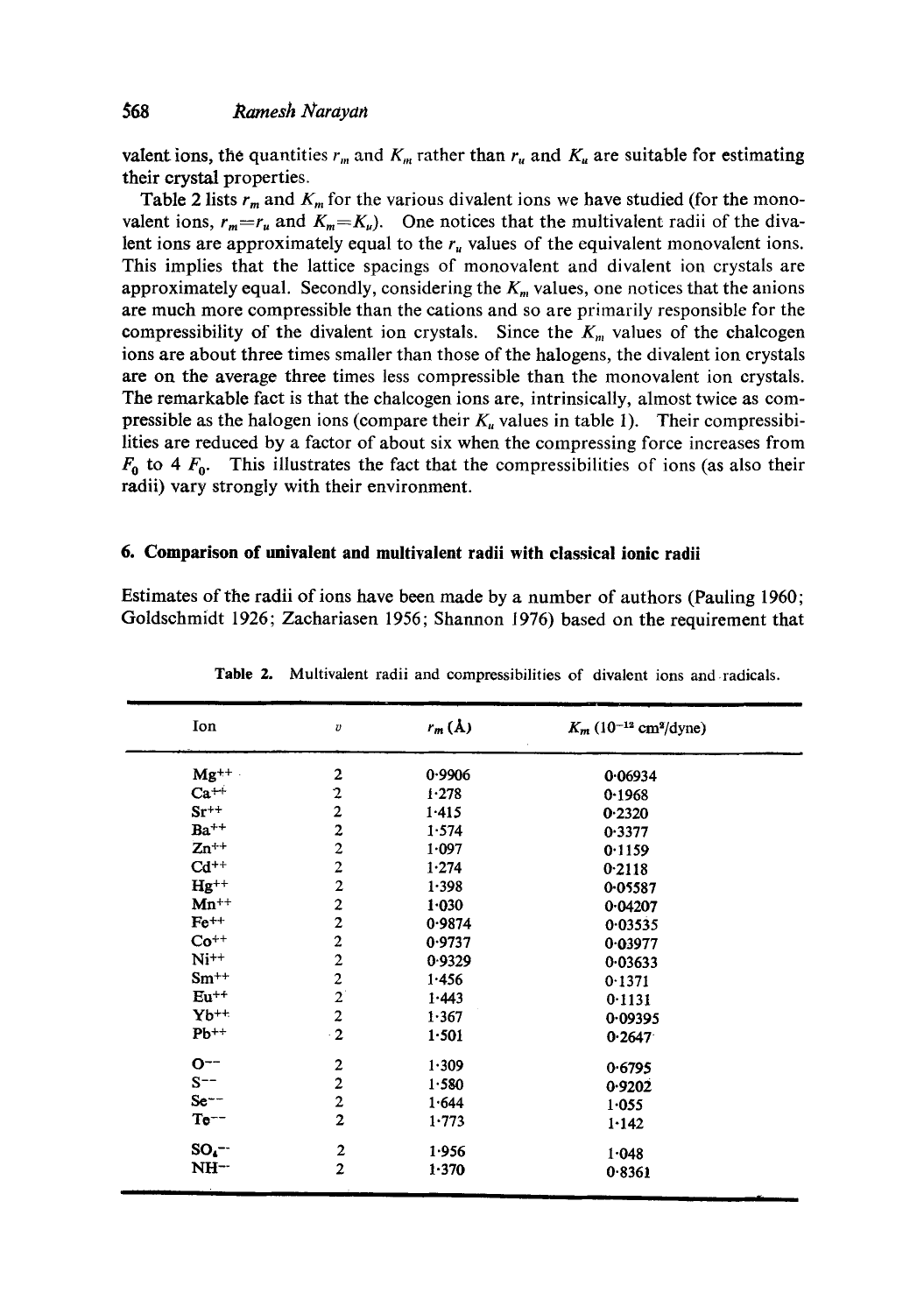valent ions, the quantities $r_m$ and $K_m$ rather than $r_u$ and $K_u$ are suitable for estimating their crystal properties.

Table 2 lists $r_m$ and $K_m$ for the various divalent ions we have studied (for the monovalent ions, $r_m=r_u$ and $K_m=K_u$). One notices that the multivalent radii of the divalent ions are approximately equal to the $r_u$ values of the equivalent monovalent ions. This implies that the lattice spacings of monovalent and divalent ion crystals are approximately equal. Secondly, considering the $K_m$ values, one notices that the anions are much more compressible than the cations and so are primarily responsible for the compressibility of the divalent ion crystals. Since the $K_m$ values of the chalcogen ions are about three times smaller than those of the halogens, the divalent ion crystals are on the average three times less compressible than the monovalent ion crystals. The remarkable fact is that the chalcogen ions are, intrinsically, almost twice as compressible as the halogen ions (compare their $K_u$ values in table 1). Their compressibilities are reduced by a factor of about six when the compressing force increases from $F_0$ to 4 $F_0$. This illustrates the fact that the compressibilities of ions (as also their radii) vary strongly with their environment.

## 6. Comparison of univalent and multivalent radii with classical ionic radii

Estimates of the radii of ions have been made by a number of authors (Pauling 1960; Goldschmidt 1926; Zachariasen 1956; Shannon 1976) based on the requirement that

**Table 2.** Multivalent radii and compressibilities of divalent ions and radicals.

| Ion | $v$ | $r_m$ (Å) | $K_m$ ($10^{-12}$ cm$^2$/dyne) |
|---|---|---|---|
| $Mg^{++}$ | 2 | 0·9906 | 0·06934 |
| $Ca^{++}$ | 2 | 1·278 | 0·1968 |
| $Sr^{++}$ | 2 | 1·415 | 0·2320 |
| $Ba^{++}$ | 2 | 1·574 | 0·3377 |
| $Zn^{++}$ | 2 | 1·097 | 0·1159 |
| $Cd^{++}$ | 2 | 1·274 | 0·2118 |
| $Hg^{++}$ | 2 | 1·398 | 0·05587 |
| $Mn^{++}$ | 2 | 1·030 | 0·04207 |
| $Fe^{++}$ | 2 | 0·9874 | 0·03535 |
| $Co^{++}$ | 2 | 0·9737 | 0·03977 |
| $Ni^{++}$ | 2 | 0·9329 | 0·03633 |
| $Sm^{++}$ | 2 | 1·456 | 0·1371 |
| $Eu^{++}$ | 2 | 1·443 | 0·1131 |
| $Yb^{++}$ | 2 | 1·367 | 0·09395 |
| $Pb^{++}$ | 2 | 1·501 | 0·2647 |
| $O^{--}$ | 2 | 1·309 | 0·6795 |
| $S^{--}$ | 2 | 1·580 | 0·9202 |
| $Se^{--}$ | 2 | 1·644 | 1·055 |
| $Te^{--}$ | 2 | 1·773 | 1·142 |
| $SO_4^{--}$ | 2 | 1·956 | 1·048 |
| $NH^{--}$ | 2 | 1·370 | 0·8361 |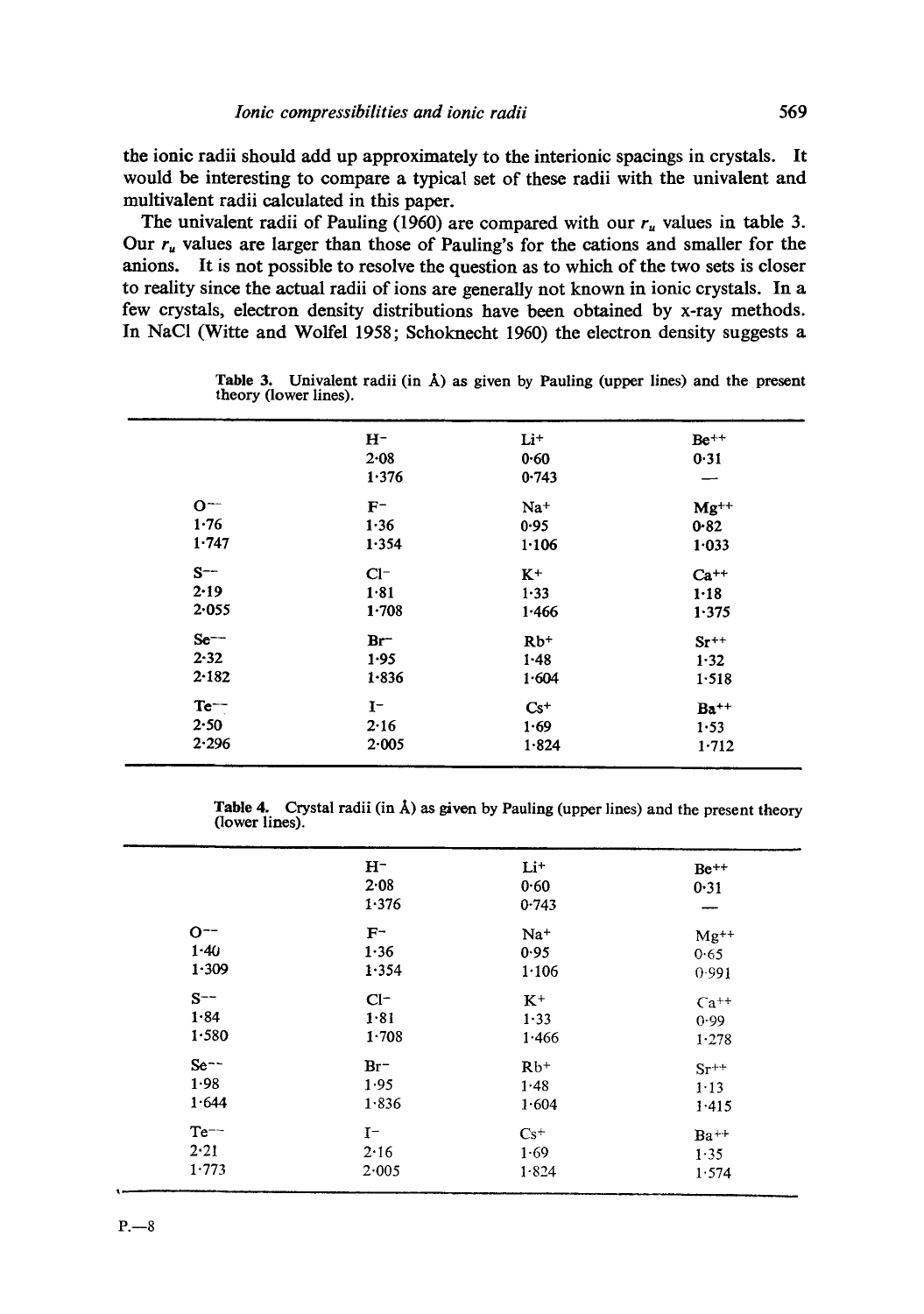the ionic radii should add up approximately to the interionic spacings in crystals. It would be interesting to compare a typical set of these radii with the univalent and multivalent radii calculated in this paper.

The univalent radii of Pauling (1960) are compared with our $r_u$ values in table 3. Our $r_u$ values are larger than those of Pauling's for the cations and smaller for the anions. It is not possible to resolve the question as to which of the two sets is closer to reality since the actual radii of ions are generally not known in ionic crystals. In a few crystals, electron density distributions have been obtained by x-ray methods. In NaCl (Witte and Wolfel 1958; Schoknecht 1960) the electron density suggests a

Table 3. Univalent radii (in Å) as given by Pauling (upper lines) and the present theory (lower lines).

| | | | |
|---|---|---|---|
| | $H^-$ | $Li^+$ | $Be^{++}$ |
| | 2·08 | 0·60 | 0·31 |
| | 1·376 | 0·743 | — |
| $O^{--}$ | $F^-$ | $Na^+$ | $Mg^{++}$ |
| 1·76 | 1·36 | 0·95 | 0·82 |
| 1·747 | 1·354 | 1·106 | 1·033 |
| $S^{--}$ | $Cl^-$ | $K^+$ | $Ca^{++}$ |
| 2·19 | 1·81 | 1·33 | 1·18 |
| 2·055 | 1·708 | 1·466 | 1·375 |
| $Se^{--}$ | $Br^-$ | $Rb^+$ | $Sr^{++}$ |
| 2·32 | 1·95 | 1·48 | 1·32 |
| 2·182 | 1·836 | 1·604 | 1·518 |
| $Te^{--}$ | $I^-$ | $Cs^+$ | $Ba^{++}$ |
| 2·50 | 2·16 | 1·69 | 1·53 |
| 2·296 | 2·005 | 1·824 | 1·712 |

Table 4. Crystal radii (in Å) as given by Pauling (upper lines) and the present theory (lower lines).

| | | | |
|---|---|---|---|
| | $H^-$ | $Li^+$ | $Be^{++}$ |
| | 2·08 | 0·60 | 0·31 |
| | 1·376 | 0·743 | — |
| $O^{--}$ | $F^-$ | $Na^+$ | $Mg^{++}$ |
| 1·40 | 1·36 | 0·95 | 0·65 |
| 1·309 | 1·354 | 1·106 | 0·991 |
| $S^{--}$ | $Cl^-$ | $K^+$ | $Ca^{++}$ |
| 1·84 | 1·81 | 1·33 | 0·99 |
| 1·580 | 1·708 | 1·466 | 1·278 |
| $Se^{--}$ | $Br^-$ | $Rb^+$ | $Sr^{++}$ |
| 1·98 | 1·95 | 1·48 | 1·13 |
| 1·644 | 1·836 | 1·604 | 1·415 |
| $Te^{--}$ | $I^-$ | $Cs^+$ | $Ba^{++}$ |
| 2·21 | 2·16 | 1·69 | 1·35 |
| 1·773 | 2·005 | 1·824 | 1·574 |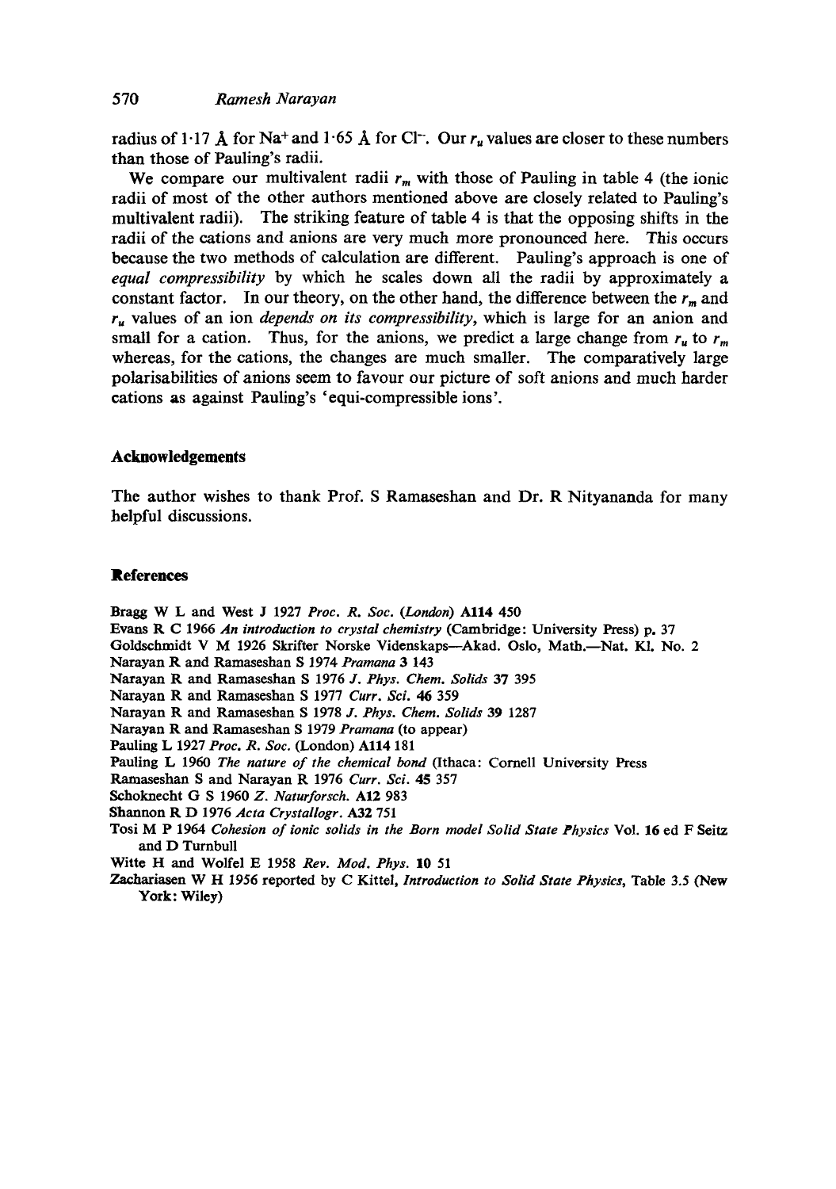radius of 1·17 Å for $Na^+$ and 1·65 Å for $Cl^-$. Our $r_u$ values are closer to these numbers than those of Pauling's radii.

We compare our multivalent radii $r_m$ with those of Pauling in table 4 (the ionic radii of most of the other authors mentioned above are closely related to Pauling's multivalent radii). The striking feature of table 4 is that the opposing shifts in the radii of the cations and anions are very much more pronounced here. This occurs because the two methods of calculation are different. Pauling's approach is one of *equal compressibility* by which he scales down all the radii by approximately a constant factor. In our theory, on the other hand, the difference between the $r_m$ and $r_u$ values of an ion *depends on its compressibility*, which is large for an anion and small for a cation. Thus, for the anions, we predict a large change from $r_u$ to $r_m$ whereas, for the cations, the changes are much smaller. The comparatively large polarisabilities of anions seem to favour our picture of soft anions and much harder cations as against Pauling's 'equi-compressible ions'.

## Acknowledgements

The author wishes to thank Prof. S Ramaseshan and Dr. R Nityananda for many helpful discussions.

## References

Bragg W L and West J 1927 *Proc. R. Soc. (London)* **A114** 450

Evans R C 1966 *An introduction to crystal chemistry* (Cambridge: University Press) p. 37

Goldschmidt V M 1926 Skrifter Norske Videnskaps—Akad. Oslo, Math.—Nat. Kl. No. 2

Narayan R and Ramaseshan S 1974 *Pramana* **3** 143

Narayan R and Ramaseshan S 1976 *J. Phys. Chem. Solids* **37** 395

Narayan R and Ramaseshan S 1977 *Curr. Sci.* **46** 359

Narayan R and Ramaseshan S 1978 *J. Phys. Chem. Solids* **39** 1287

Narayan R and Ramaseshan S 1979 *Pramana* (to appear)

Pauling L 1927 *Proc. R. Soc.* (London) **A114** 181

Pauling L 1960 *The nature of the chemical bond* (Ithaca: Cornell University Press

Ramaseshan S and Narayan R 1976 *Curr. Sci.* **45** 357

Schoknecht G S 1960 *Z. Naturforsch.* **A12** 983

Shannon R D 1976 *Acta Crystallogr.* **A32** 751

Tosi M P 1964 *Cohesion of ionic solids in the Born model Solid State Physics* Vol. **16** ed F Seitz and D Turnbull

Witte H and Wolfel E 1958 *Rev. Mod. Phys.* **10** 51

Zachariasen W H 1956 reported by C Kittel, *Introduction to Solid State Physics*, Table 3.5 (New York: Wiley)